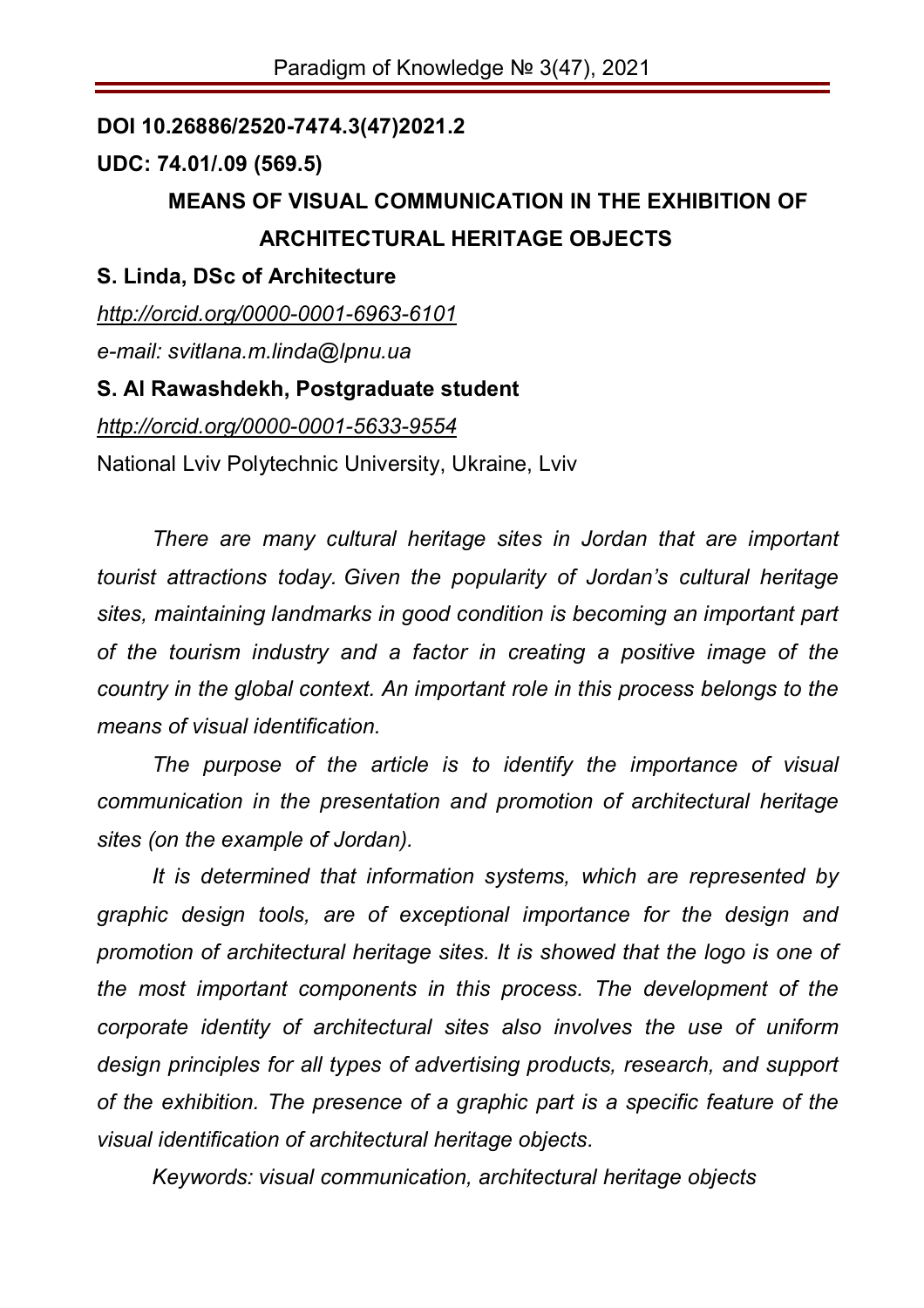**DOI 10.26886/2520-7474.3(47)2021.2**

**UDC: 74.01/.09 (569.5)**

# MEANS OF VISUAL COMMUNICATION IN THE EXHIBITION OF ARCHITECTURAL HERITAGE OBJECTS

**S. Linda, DSc of Architecture**

*http://orcid.org/0000-0001-6963-6101*

*e-mail: svitlana.m.linda@lpnu.ua*

**S. Al Rawashdekh, Postgraduate student**

*http://orcid.org/0000-0001-5633-9554*

National Lviv Polytechnic University, Ukraine, Lviv

*There are many cultural heritage sites in Jordan that are important tourist attractions today. Given the popularity of Jordan's cultural heritage sites, maintaining landmarks in good condition is becoming an important part of the tourism industry and a factor in creating a positive image of the country in the global context. An important role in this process belongs to the means of visual identification.*

*The purpose of the article is to identify the importance of visual communication in the presentation and promotion of architectural heritage sites (on the example of Jordan).*

*It is determined that information systems, which are represented by graphic design tools, are of exceptional importance for the design and promotion of architectural heritage sites. It is showed that the logo is one of the most important components in this process. The development of the corporate identity of architectural sites also involves the use of uniform design principles for all types of advertising products, research, and support of the exhibition. The presence of a graphic part is a specific feature of the visual identification of architectural heritage objects.*

*Keywords: visual communication, architectural heritage objects*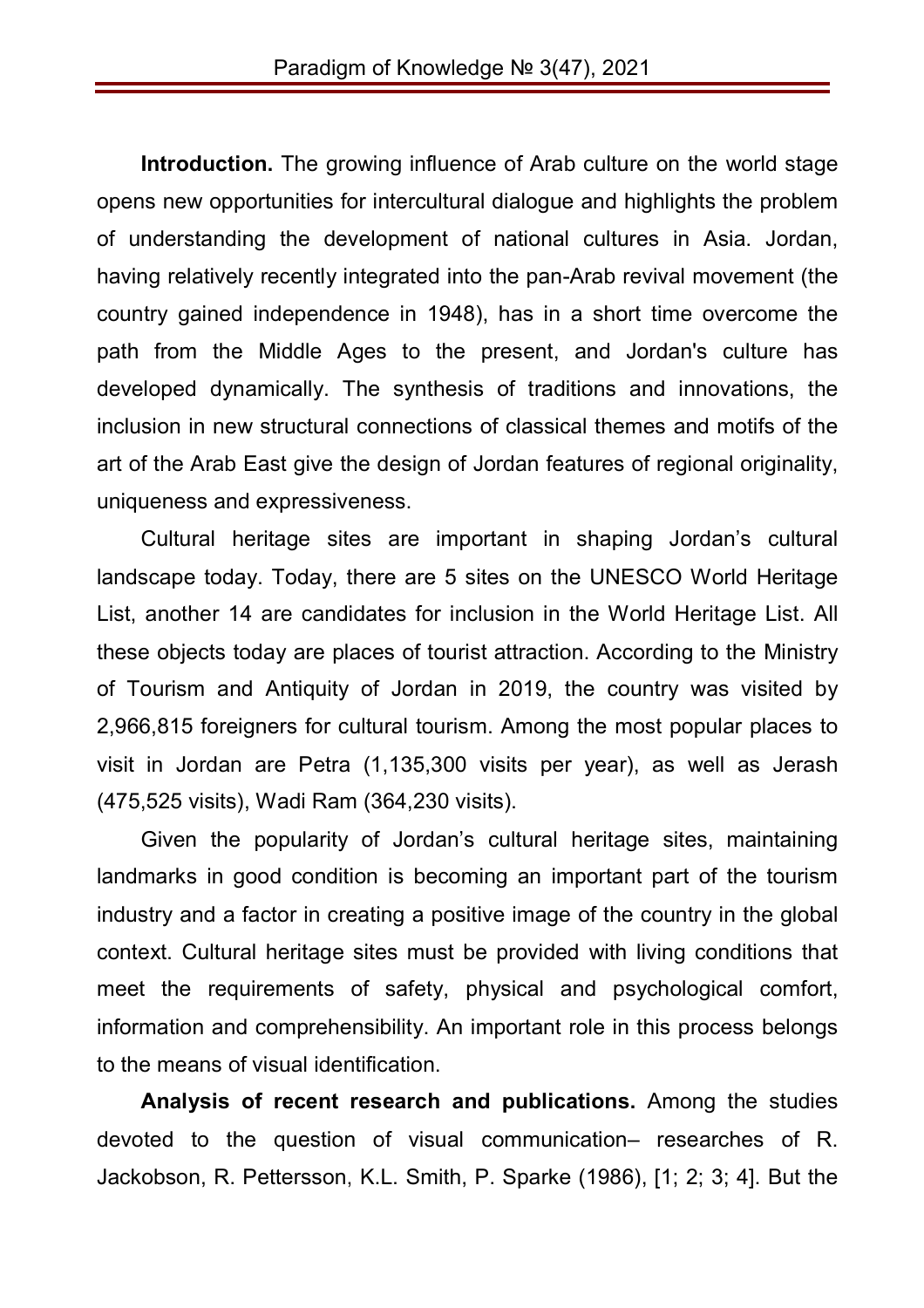**Introduction.** The growing influence of Arab culture on the world stage opens new opportunities for intercultural dialogue and highlights the problem of understanding the development of national cultures in Asia. Jordan, having relatively recently integrated into the pan-Arab revival movement (the country gained independence in 1948), has in a short time overcome the path from the Middle Ages to the present, and Jordan's culture has developed dynamically. The synthesis of traditions and innovations, the inclusion in new structural connections of classical themes and motifs of the art of the Arab East give the design of Jordan features of regional originality, uniqueness and expressiveness.

Cultural heritage sites are important in shaping Jordan's cultural landscape today. Today, there are 5 sites on the UNESCO World Heritage List, another 14 are candidates for inclusion in the World Heritage List. All these objects today are places of tourist attraction. According to the Ministry of Tourism and Antiquity of Jordan in 2019, the country was visited by 2,966,815 foreigners for cultural tourism. Among the most popular places to visit in Jordan are Petra (1,135,300 visits per year), as well as Jerash (475,525 visits), Wadi Ram (364,230 visits).

Given the popularity of Jordan's cultural heritage sites, maintaining landmarks in good condition is becoming an important part of the tourism industry and a factor in creating a positive image of the country in the global context. Cultural heritage sites must be provided with living conditions that meet the requirements of safety, physical and psychological comfort, information and comprehensibility. An important role in this process belongs to the means of visual identification.

**Analysis of recent research and publications.** Among the studies devoted to the question of visual communication– researches of R. Jackobson, R. Pettersson, K.L. Smith, P. Sparke (1986), [1; 2; 3; 4]. But the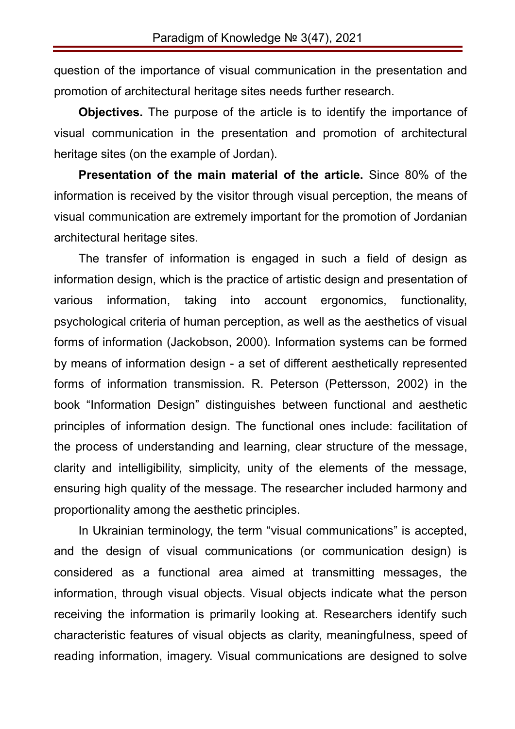question of the importance of visual communication in the presentation and promotion of architectural heritage sites needs further research.

**Objectives.** The purpose of the article is to identify the importance of visual communication in the presentation and promotion of architectural heritage sites (on the example of Jordan).

**Presentation of the main material of the article.** Since 80% of the information is received by the visitor through visual perception, the means of visual communication are extremely important for the promotion of Jordanian architectural heritage sites.

The transfer of information is engaged in such a field of design as information design, which is the practice of artistic design and presentation of various information, taking into account ergonomics, functionality, psychological criteria of human perception, as well as the aesthetics of visual forms of information (Jackobson, 2000). Information systems can be formed by means of information design - a set of different aesthetically represented forms of information transmission. R. Peterson (Pettersson, 2002) in the book “Information Design” distinguishes between functional and aesthetic principles of information design. The functional ones include: facilitation of the process of understanding and learning, clear structure of the message, clarity and intelligibility, simplicity, unity of the elements of the message, ensuring high quality of the message. The researcher included harmony and proportionality among the aesthetic principles.

In Ukrainian terminology, the term “visual communications” is accepted, and the design of visual communications (or communication design) is considered as a functional area aimed at transmitting messages, the information, through visual objects. Visual objects indicate what the person receiving the information is primarily looking at. Researchers identify such characteristic features of visual objects as clarity, meaningfulness, speed of reading information, imagery. Visual communications are designed to solve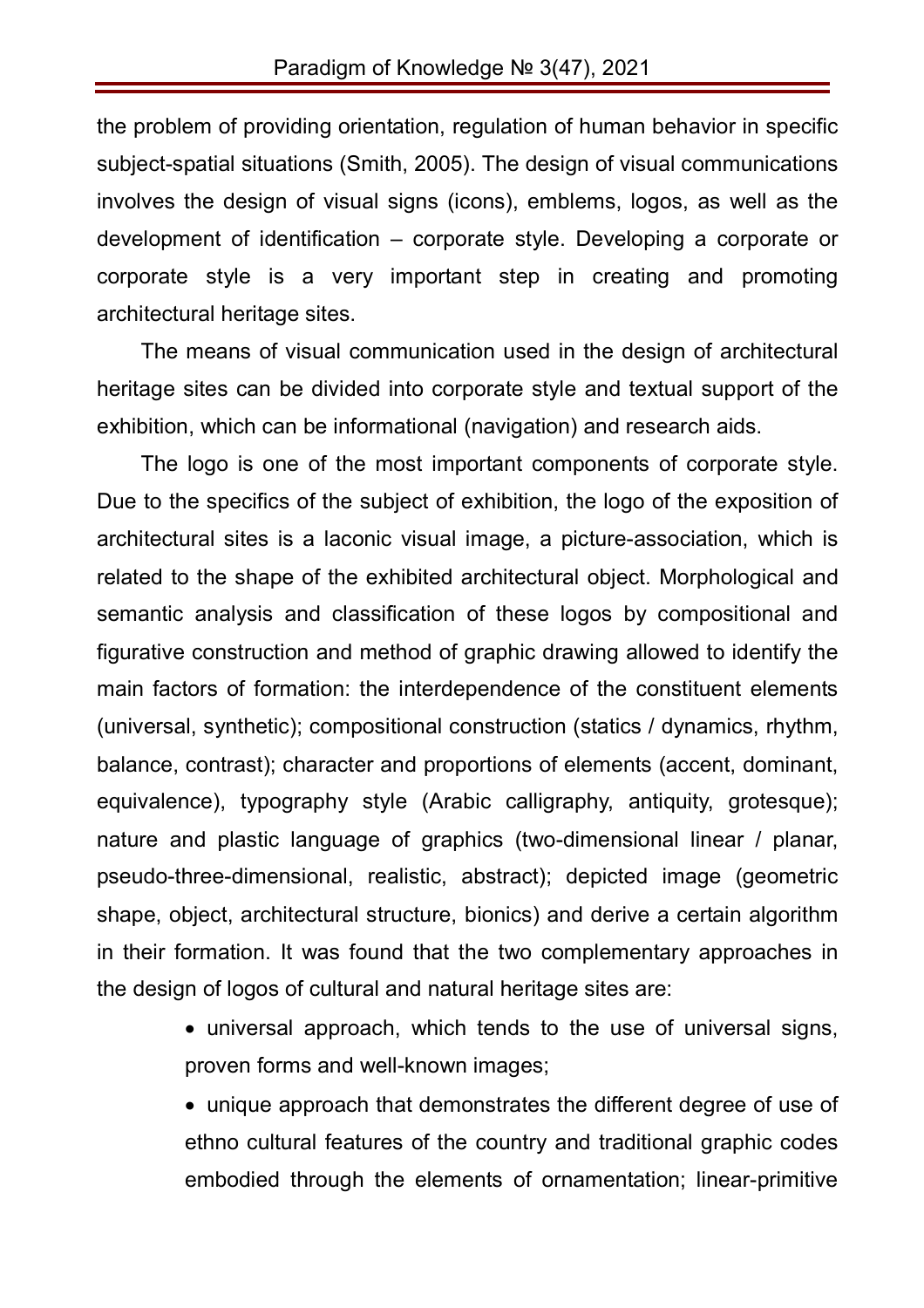the problem of providing orientation, regulation of human behavior in specific subject-spatial situations (Smith, 2005). The design of visual communications involves the design of visual signs (icons), emblems, logos, as well as the development of identification – corporate style. Developing a corporate or corporate style is a very important step in creating and promoting architectural heritage sites.

The means of visual communication used in the design of architectural heritage sites can be divided into corporate style and textual support of the exhibition, which can be informational (navigation) and research aids.

The logo is one of the most important components of corporate style. Due to the specifics of the subject of exhibition, the logo of the exposition of architectural sites is a laconic visual image, a picture-association, which is related to the shape of the exhibited architectural object. Morphological and semantic analysis and classification of these logos by compositional and figurative construction and method of graphic drawing allowed to identify the main factors of formation: the interdependence of the constituent elements (universal, synthetic); compositional construction (statics / dynamics, rhythm, balance, contrast); character and proportions of elements (accent, dominant, equivalence), typography style (Arabic calligraphy, antiquity, grotesque); nature and plastic language of graphics (two-dimensional linear / planar, pseudo-three-dimensional, realistic, abstract); depicted image (geometric shape, object, architectural structure, bionics) and derive a certain algorithm in their formation. It was found that the two complementary approaches in the design of logos of cultural and natural heritage sites are:

- universal approach, which tends to the use of universal signs, proven forms and well-known images;
- unique approach that demonstrates the different degree of use of ethno cultural features of the country and traditional graphic codes embodied through the elements of ornamentation; linear-primitive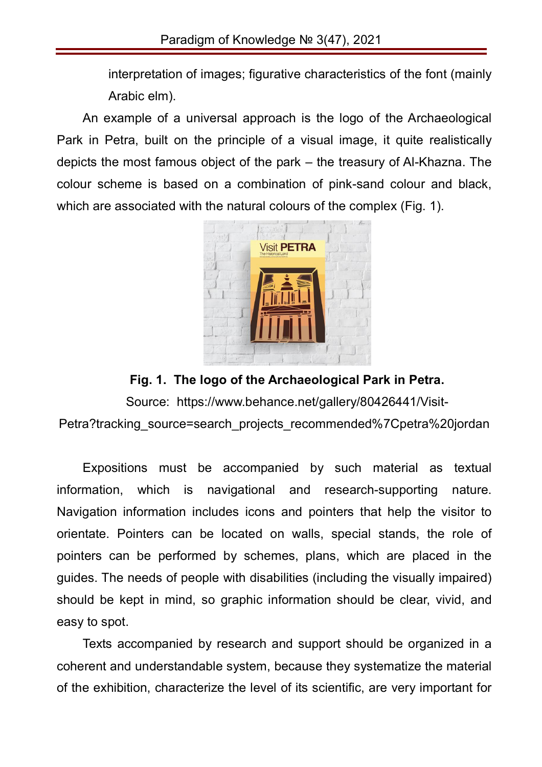interpretation of images; figurative characteristics of the font (mainly Arabic elm).

An example of a universal approach is the logo of the Archaeological Park in Petra, built on the principle of a visual image, it quite realistically depicts the most famous object of the park – the treasury of Al-Khazna. The colour scheme is based on a combination of pink-sand colour and black, which are associated with the natural colours of the complex (Fig. 1).

**Fig. 1. The logo of the Archaeological Park in Petra.**

Source: https://www.behance.net/gallery/80426441/Visit-Petra?tracking_source=search_projects_recommended%7Cpetra%20jordan

Expositions must be accompanied by such material as textual information, which is navigational and research-supporting nature. Navigation information includes icons and pointers that help the visitor to orientate. Pointers can be located on walls, special stands, the role of pointers can be performed by schemes, plans, which are placed in the guides. The needs of people with disabilities (including the visually impaired) should be kept in mind, so graphic information should be clear, vivid, and easy to spot.

Texts accompanied by research and support should be organized in a coherent and understandable system, because they systematize the material of the exhibition, characterize the level of its scientific, are very important for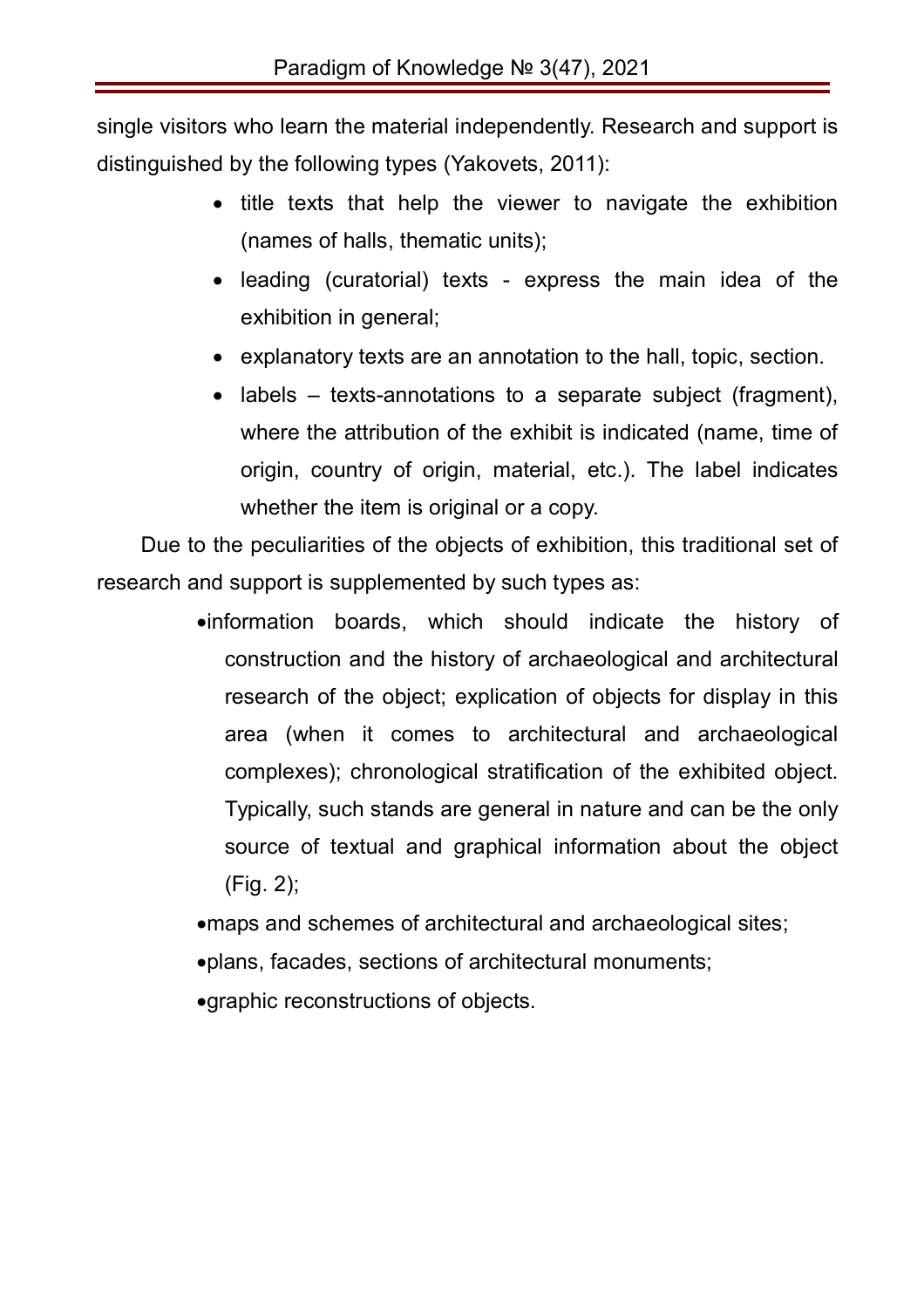single visitors who learn the material independently. Research and support is distinguished by the following types (Yakovets, 2011):

- title texts that help the viewer to navigate the exhibition (names of halls, thematic units);
- leading (curatorial) texts - express the main idea of the exhibition in general;
- explanatory texts are an annotation to the hall, topic, section.
- labels – texts-annotations to a separate subject (fragment), where the attribution of the exhibit is indicated (name, time of origin, country of origin, material, etc.). The label indicates whether the item is original or a copy.

Due to the peculiarities of the objects of exhibition, this traditional set of research and support is supplemented by such types as:

- information boards, which should indicate the history of construction and the history of archaeological and architectural research of the object; explication of objects for display in this area (when it comes to architectural and archaeological complexes); chronological stratification of the exhibited object. Typically, such stands are general in nature and can be the only source of textual and graphical information about the object (Fig. 2);
- maps and schemes of architectural and archaeological sites;
- plans, facades, sections of architectural monuments;
- graphic reconstructions of objects.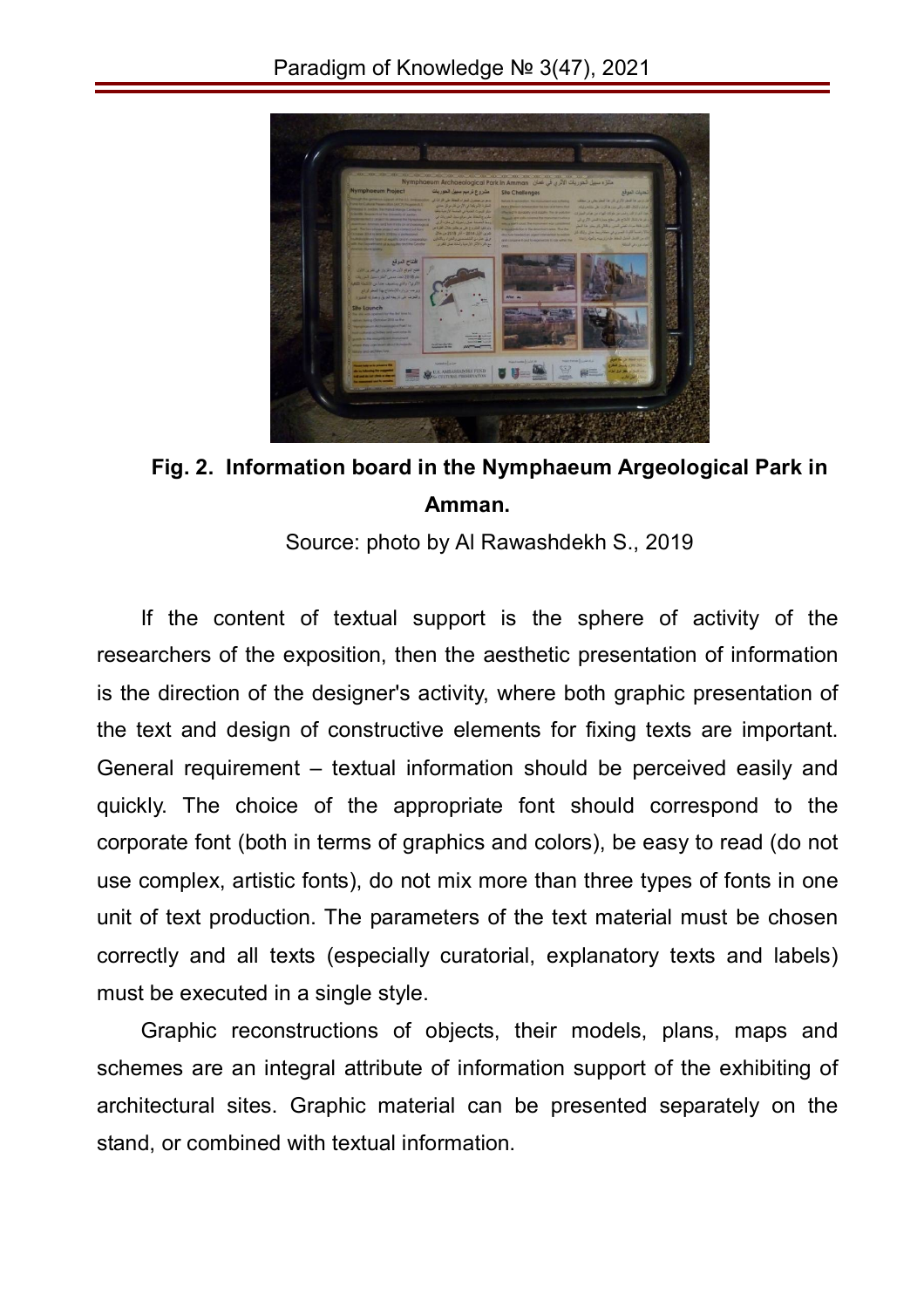**Fig. 2. Information board in the Nymphaeum Argeological Park in Amman.**

Source: photo by Al Rawashdekh S., 2019

If the content of textual support is the sphere of activity of the researchers of the exposition, then the aesthetic presentation of information is the direction of the designer's activity, where both graphic presentation of the text and design of constructive elements for fixing texts are important. General requirement – textual information should be perceived easily and quickly. The choice of the appropriate font should correspond to the corporate font (both in terms of graphics and colors), be easy to read (do not use complex, artistic fonts), do not mix more than three types of fonts in one unit of text production. The parameters of the text material must be chosen correctly and all texts (especially curatorial, explanatory texts and labels) must be executed in a single style.

Graphic reconstructions of objects, their models, plans, maps and schemes are an integral attribute of information support of the exhibiting of architectural sites. Graphic material can be presented separately on the stand, or combined with textual information.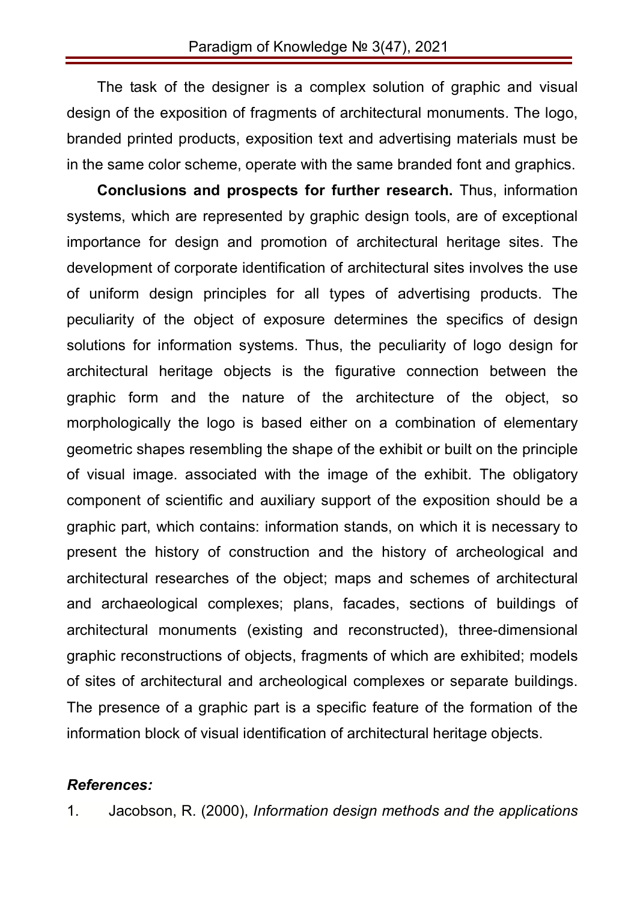The task of the designer is a complex solution of graphic and visual design of the exposition of fragments of architectural monuments. The logo, branded printed products, exposition text and advertising materials must be in the same color scheme, operate with the same branded font and graphics.

**Conclusions and prospects for further research.** Thus, information systems, which are represented by graphic design tools, are of exceptional importance for design and promotion of architectural heritage sites. The development of corporate identification of architectural sites involves the use of uniform design principles for all types of advertising products. The peculiarity of the object of exposure determines the specifics of design solutions for information systems. Thus, the peculiarity of logo design for architectural heritage objects is the figurative connection between the graphic form and the nature of the architecture of the object, so morphologically the logo is based either on a combination of elementary geometric shapes resembling the shape of the exhibit or built on the principle of visual image. associated with the image of the exhibit. The obligatory component of scientific and auxiliary support of the exposition should be a graphic part, which contains: information stands, on which it is necessary to present the history of construction and the history of archeological and architectural researches of the object; maps and schemes of architectural and archaeological complexes; plans, facades, sections of buildings of architectural monuments (existing and reconstructed), three-dimensional graphic reconstructions of objects, fragments of which are exhibited; models of sites of architectural and archeological complexes or separate buildings. The presence of a graphic part is a specific feature of the formation of the information block of visual identification of architectural heritage objects.

### *References:*

1. Jacobson, R. (2000), *Information design methods and the applications*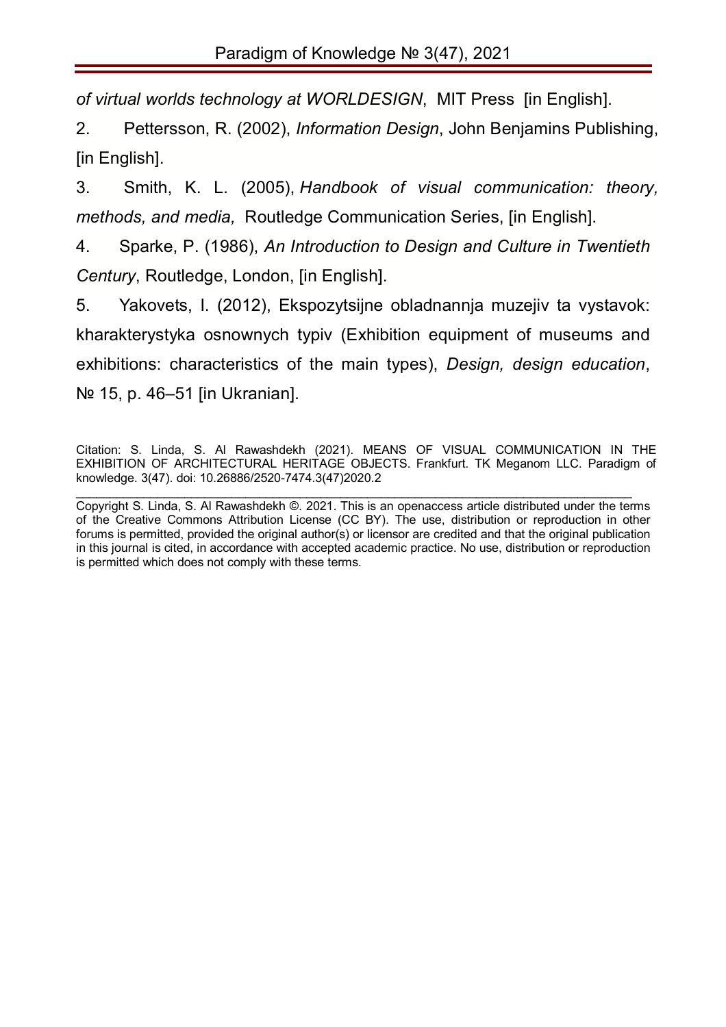*of virtual worlds technology at WORLDESIGN*, MIT Press [in English].

2. Pettersson, R. (2002), *Information Design*, John Benjamins Publishing, [in English].

3. Smith, K. L. (2005), *Handbook of visual communication: theory, methods, and media,* Routledge Communication Series, [in English].

4. Sparke, P. (1986), *An Introduction to Design and Culture in Twentieth Century*, Routledge, London, [in English].

5. Yakovets, I. (2012), Ekspozytsijne obladnannja muzejiv ta vystavok: kharakterystyka osnownych typiv (Exhibition equipment of museums and exhibitions: characteristics of the main types), *Design, design education*, № 15, p. 46–51 [in Ukranian].

Citation: S. Linda, S. Al Rawashdekh (2021). MEANS OF VISUAL COMMUNICATION IN THE EXHIBITION OF ARCHITECTURAL HERITAGE OBJECTS. Frankfurt. TK Meganom LLC. Paradigm of knowledge. 3(47). doi: 10.26886/2520-7474.3(47)2020.2

---

Copyright S. Linda, S. Al Rawashdekh ©. 2021. This is an openaccess article distributed under the terms of the Creative Commons Attribution License (CC BY). The use, distribution or reproduction in other forums is permitted, provided the original author(s) or licensor are credited and that the original publication in this journal is cited, in accordance with accepted academic practice. No use, distribution or reproduction is permitted which does not comply with these terms.